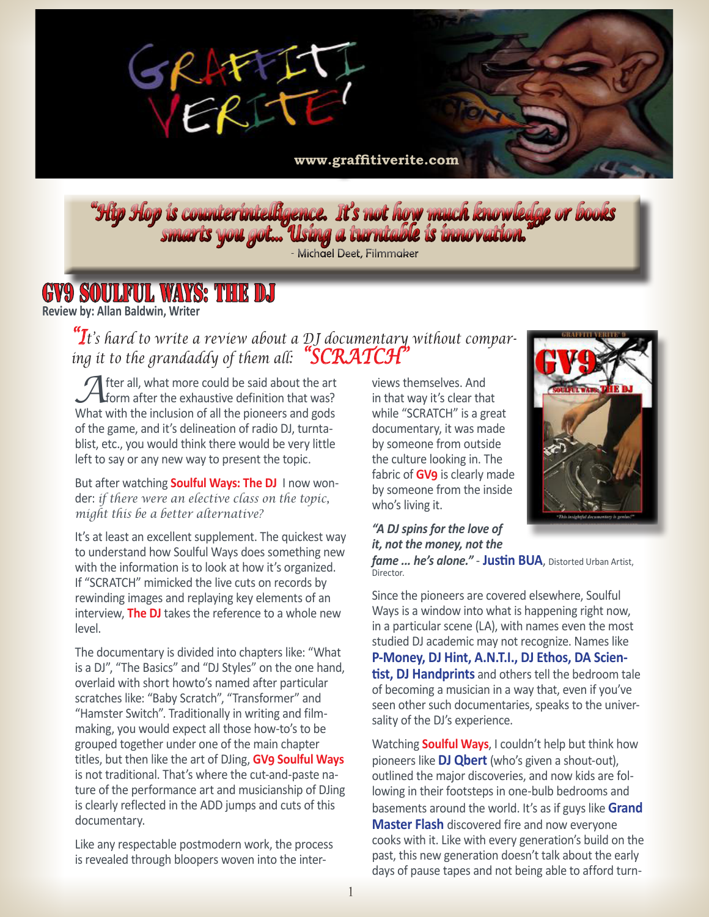# Graffiti Verite'

www.graffitiverite.com

> *"Hip Hop is counterintelligence. It's not how much knowledge or books smarts you got... Using a turntable is innovation."*
> - Michael Deet, Filmmaker

## GV9 SOULFUL WAYS: THE DJ

**Review by: Allan Baldwin, Writer**

*"It's hard to write a review about a DJ documentary without comparing it to the grandaddy of them all: "SCRATCH"*

After all, what more could be said about the art form after the exhaustive definition that was? What with the inclusion of all the pioneers and gods of the game, and it's delineation of radio DJ, turntablist, etc., you would think there would be very little left to say or any new way to present the topic.

But after watching **Soulful Ways: The DJ** I now wonder: *if there were an elective class on the topic, might this be a better alternative?*

It's at least an excellent supplement. The quickest way to understand how Soulful Ways does something new with the information is to look at how it's organized. If "SCRATCH" mimicked the live cuts on records by rewinding images and replaying key elements of an interview, **The DJ** takes the reference to a whole new level.

The documentary is divided into chapters like: "What is a DJ", "The Basics" and "DJ Styles" on the one hand, overlaid with short howto's named after particular scratches like: "Baby Scratch", "Transformer" and "Hamster Switch". Traditionally in writing and filmmaking, you would expect all those how-to's to be grouped together under one of the main chapter titles, but then like the art of DJing, **GV9 Soulful Ways** is not traditional. That's where the cut-and-paste nature of the performance art and musicianship of DJing is clearly reflected in the ADD jumps and cuts of this documentary.

Like any respectable postmodern work, the process is revealed through bloopers woven into the interviews themselves. And in that way it's clear that while "SCRATCH" is a great documentary, it was made by someone from outside the culture looking in. The fabric of **GV9** is clearly made by someone from the inside who's living it.

***"A DJ spins for the love of it, not the money, not the fame ... he's alone."*** - **Justin BUA**, Distorted Urban Artist, Director.

Since the pioneers are covered elsewhere, Soulful Ways is a window into what is happening right now, in a particular scene (LA), with names even the most studied DJ academic may not recognize. Names like **P-Money, DJ Hint, A.N.T.I., DJ Ethos, DA Scientist, DJ Handprints** and others tell the bedroom tale of becoming a musician in a way that, even if you've seen other such documentaries, speaks to the universality of the DJ's experience.

Watching **Soulful Ways**, I couldn't help but think how pioneers like **DJ Qbert** (who's given a shout-out), outlined the major discoveries, and now kids are following in their footsteps in one-bulb bedrooms and basements around the world. It's as if guys like **Grand Master Flash** discovered fire and now everyone cooks with it. Like with every generation's build on the past, this new generation doesn't talk about the early days of pause tapes and not being able to afford turn-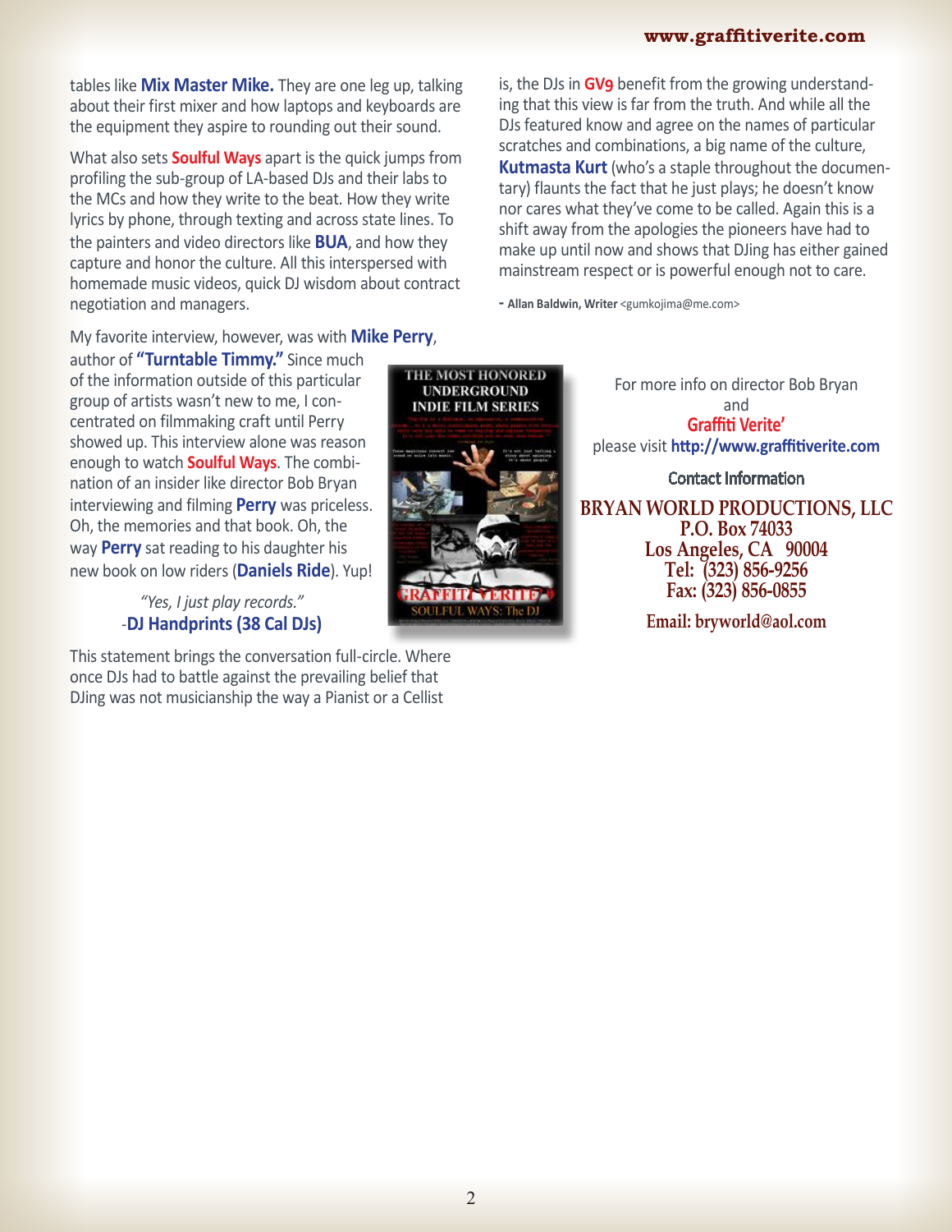tables like **Mix Master Mike.** They are one leg up, talking about their first mixer and how laptops and keyboards are the equipment they aspire to rounding out their sound.

What also sets **Soulful Ways** apart is the quick jumps from profiling the sub-group of LA-based DJs and their labs to the MCs and how they write to the beat. How they write lyrics by phone, through texting and across state lines. To the painters and video directors like **BUA**, and how they capture and honor the culture. All this interspersed with homemade music videos, quick DJ wisdom about contract negotiation and managers.

My favorite interview, however, was with **Mike Perry**, author of **"Turntable Timmy."** Since much of the information outside of this particular group of artists wasn't new to me, I concentrated on filmmaking craft until Perry showed up. This interview alone was reason enough to watch **Soulful Ways**. The combination of an insider like director Bob Bryan interviewing and filming **Perry** was priceless. Oh, the memories and that book. Oh, the way **Perry** sat reading to his daughter his new book on low riders (**Daniels Ride**). Yup!

*"Yes, I just play records."*
-**DJ Handprints (38 Cal DJs)**

This statement brings the conversation full-circle. Where once DJs had to battle against the prevailing belief that DJing was not musicianship the way a Pianist or a Cellist is, the DJs in **GV9** benefit from the growing understanding that this view is far from the truth. And while all the DJs featured know and agree on the names of particular scratches and combinations, a big name of the culture, **Kutmasta Kurt** (who's a staple throughout the documentary) flaunts the fact that he just plays; he doesn't know nor cares what they've come to be called. Again this is a shift away from the apologies the pioneers have had to make up until now and shows that DJing has either gained mainstream respect or is powerful enough not to care.

**- Allan Baldwin, Writer** <gumkojima@me.com>

THE MOST HONORED UNDERGROUND INDIE FILM SERIES

GRAFFITI VERITE' 9

SOULFUL WAYS: The DJ

For more info on director Bob Bryan and **Graffiti Verite'** please visit **http://www.graffitiverite.com**

Contact Information

**BRYAN WORLD PRODUCTIONS, LLC**
**P.O. Box 74033**
**Los Angeles, CA 90004**
**Tel: (323) 856-9256**
**Fax: (323) 856-0855**

**Email: bryworld@aol.com**